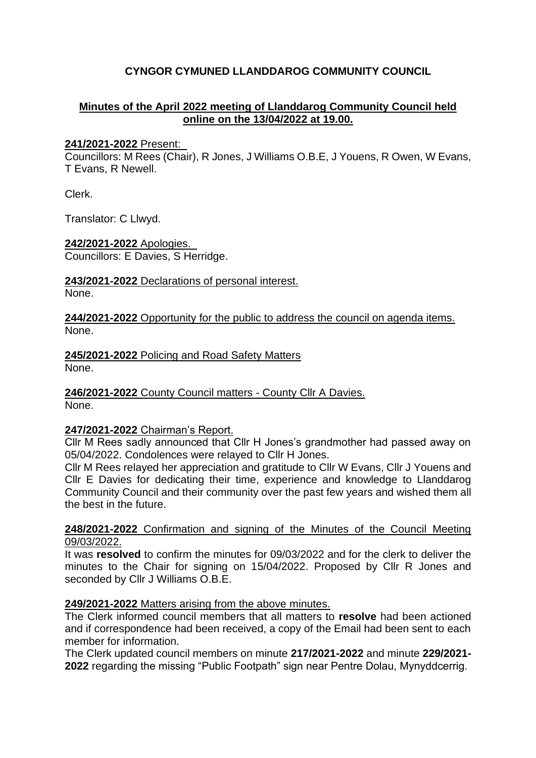## CYNGOR CYMUNED LLANDDAROG COMMUNITY COUNCIL

**Minutes of the April 2022 meeting of Llanddarog Community Council held online on the 13/04/2022 at 19.00.**

**241/2021-2022** Present:
Councillors: M Rees (Chair), R Jones, J Williams O.B.E, J Youens, R Owen, W Evans, T Evans, R Newell.

Clerk.

Translator: C Llwyd.

**242/2021-2022** Apologies.
Councillors: E Davies, S Herridge.

**243/2021-2022** Declarations of personal interest.
None.

**244/2021-2022** Opportunity for the public to address the council on agenda items.
None.

**245/2021-2022** Policing and Road Safety Matters
None.

**246/2021-2022** County Council matters - County Cllr A Davies.
None.

**247/2021-2022** Chairman's Report.
Cllr M Rees sadly announced that Cllr H Jones's grandmother had passed away on 05/04/2022. Condolences were relayed to Cllr H Jones.
Cllr M Rees relayed her appreciation and gratitude to Cllr W Evans, Cllr J Youens and Cllr E Davies for dedicating their time, experience and knowledge to Llanddarog Community Council and their community over the past few years and wished them all the best in the future.

**248/2021-2022** Confirmation and signing of the Minutes of the Council Meeting 09/03/2022.
It was **resolved** to confirm the minutes for 09/03/2022 and for the clerk to deliver the minutes to the Chair for signing on 15/04/2022. Proposed by Cllr R Jones and seconded by Cllr J Williams O.B.E.

**249/2021-2022** Matters arising from the above minutes.
The Clerk informed council members that all matters to **resolve** had been actioned and if correspondence had been received, a copy of the Email had been sent to each member for information.
The Clerk updated council members on minute **217/2021-2022** and minute **229/2021-2022** regarding the missing "Public Footpath" sign near Pentre Dolau, Mynyddcerrig.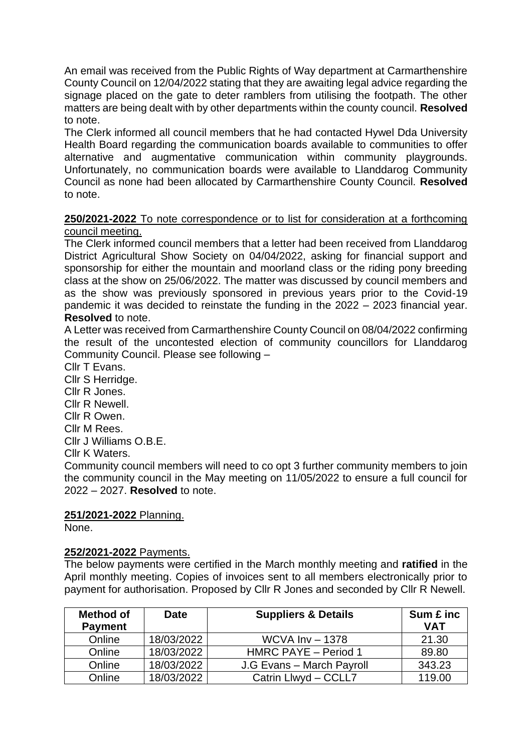An email was received from the Public Rights of Way department at Carmarthenshire County Council on 12/04/2022 stating that they are awaiting legal advice regarding the signage placed on the gate to deter ramblers from utilising the footpath. The other matters are being dealt with by other departments within the county council. **Resolved** to note.

The Clerk informed all council members that he had contacted Hywel Dda University Health Board regarding the communication boards available to communities to offer alternative and augmentative communication within community playgrounds. Unfortunately, no communication boards were available to Llanddarog Community Council as none had been allocated by Carmarthenshire County Council. **Resolved** to note.

**250/2021-2022** To note correspondence or to list for consideration at a forthcoming council meeting.

The Clerk informed council members that a letter had been received from Llanddarog District Agricultural Show Society on 04/04/2022, asking for financial support and sponsorship for either the mountain and moorland class or the riding pony breeding class at the show on 25/06/2022. The matter was discussed by council members and as the show was previously sponsored in previous years prior to the Covid-19 pandemic it was decided to reinstate the funding in the 2022 – 2023 financial year. **Resolved** to note.

A Letter was received from Carmarthenshire County Council on 08/04/2022 confirming the result of the uncontested election of community councillors for Llanddarog Community Council. Please see following –

Cllr T Evans.
Cllr S Herridge.
Cllr R Jones.
Cllr R Newell.
Cllr R Owen.
Cllr M Rees.
Cllr J Williams O.B.E.
Cllr K Waters.

Community council members will need to co opt 3 further community members to join the community council in the May meeting on 11/05/2022 to ensure a full council for 2022 – 2027. **Resolved** to note.

**251/2021-2022** Planning.

None.

**252/2021-2022** Payments.

The below payments were certified in the March monthly meeting and **ratified** in the April monthly meeting. Copies of invoices sent to all members electronically prior to payment for authorisation. Proposed by Cllr R Jones and seconded by Cllr R Newell.

| Method of Payment | Date | Suppliers & Details | Sum £ inc VAT |
|---|---|---|---|
| Online | 18/03/2022 | WCVA Inv – 1378 | 21.30 |
| Online | 18/03/2022 | HMRC PAYE – Period 1 | 89.80 |
| Online | 18/03/2022 | J.G Evans – March Payroll | 343.23 |
| Online | 18/03/2022 | Catrin Llwyd – CCLL7 | 119.00 |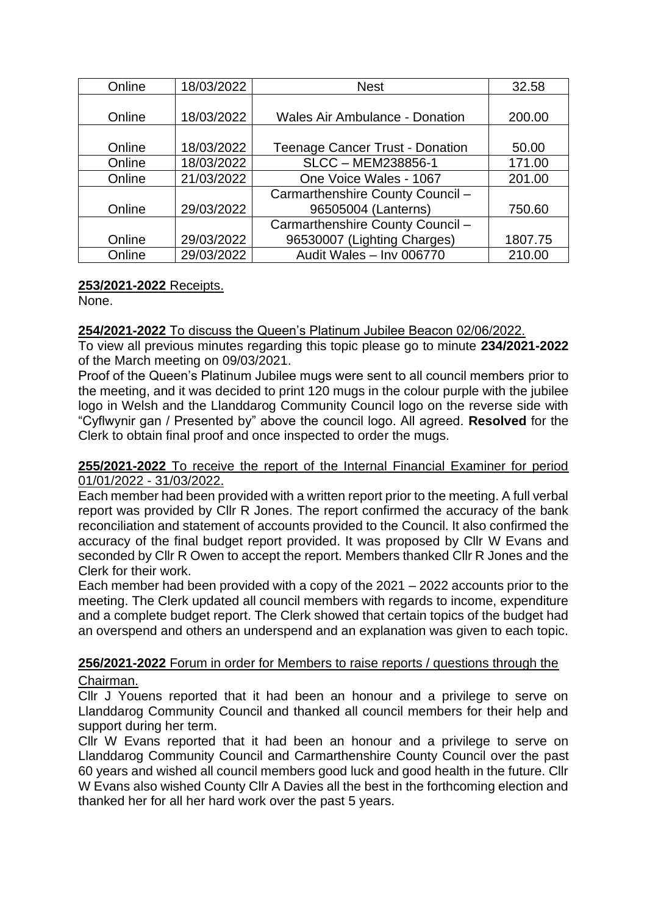| Online | 18/03/2022 | Nest | 32.58 |
|---|---|---|---|
| Online | 18/03/2022 | Wales Air Ambulance - Donation | 200.00 |
| Online | 18/03/2022 | Teenage Cancer Trust - Donation | 50.00 |
| Online | 18/03/2022 | SLCC – MEM238856-1 | 171.00 |
| Online | 21/03/2022 | One Voice Wales - 1067 | 201.00 |
| Online | 29/03/2022 | Carmarthenshire County Council – 96505004 (Lanterns) | 750.60 |
| Online | 29/03/2022 | Carmarthenshire County Council – 96530007 (Lighting Charges) | 1807.75 |
| Online | 29/03/2022 | Audit Wales – Inv 006770 | 210.00 |

**253/2021-2022** Receipts.

None.

**254/2021-2022** To discuss the Queen's Platinum Jubilee Beacon 02/06/2022.

To view all previous minutes regarding this topic please go to minute **234/2021-2022** of the March meeting on 09/03/2021.

Proof of the Queen's Platinum Jubilee mugs were sent to all council members prior to the meeting, and it was decided to print 120 mugs in the colour purple with the jubilee logo in Welsh and the Llanddarog Community Council logo on the reverse side with "Cyflwynir gan / Presented by" above the council logo. All agreed. **Resolved** for the Clerk to obtain final proof and once inspected to order the mugs.

**255/2021-2022** To receive the report of the Internal Financial Examiner for period 01/01/2022 - 31/03/2022.

Each member had been provided with a written report prior to the meeting. A full verbal report was provided by Cllr R Jones. The report confirmed the accuracy of the bank reconciliation and statement of accounts provided to the Council. It also confirmed the accuracy of the final budget report provided. It was proposed by Cllr W Evans and seconded by Cllr R Owen to accept the report. Members thanked Cllr R Jones and the Clerk for their work.

Each member had been provided with a copy of the 2021 – 2022 accounts prior to the meeting. The Clerk updated all council members with regards to income, expenditure and a complete budget report. The Clerk showed that certain topics of the budget had an overspend and others an underspend and an explanation was given to each topic.

**256/2021-2022** Forum in order for Members to raise reports / questions through the Chairman.

Cllr J Youens reported that it had been an honour and a privilege to serve on Llanddarog Community Council and thanked all council members for their help and support during her term.

Cllr W Evans reported that it had been an honour and a privilege to serve on Llanddarog Community Council and Carmarthenshire County Council over the past 60 years and wished all council members good luck and good health in the future. Cllr W Evans also wished County Cllr A Davies all the best in the forthcoming election and thanked her for all her hard work over the past 5 years.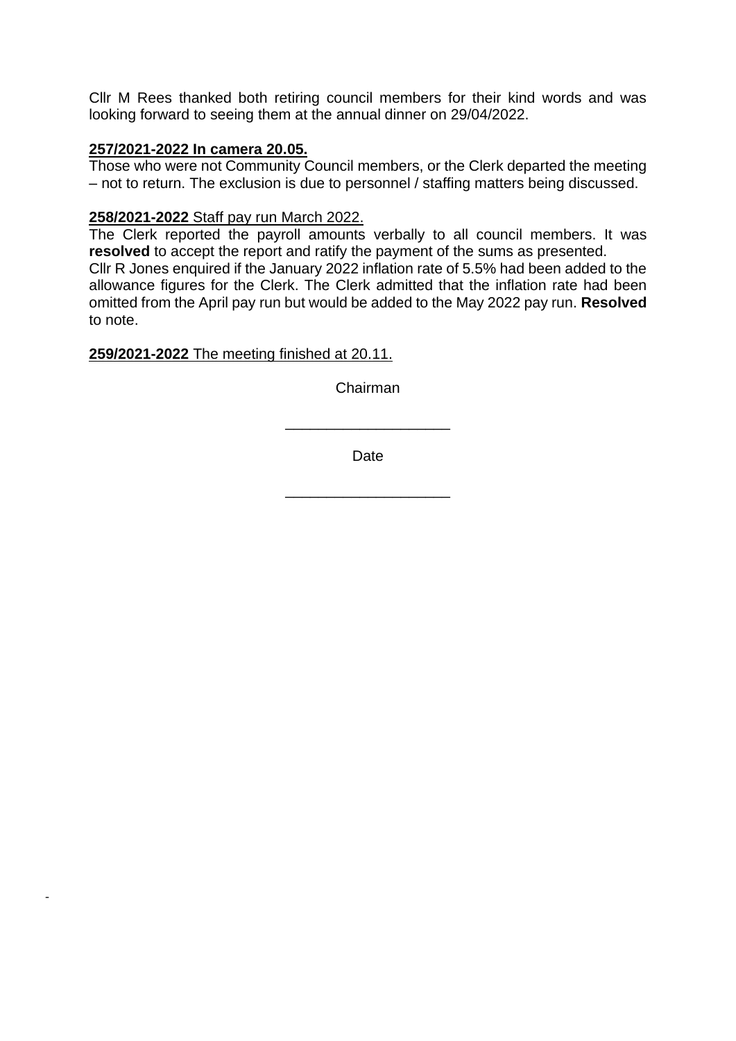Cllr M Rees thanked both retiring council members for their kind words and was looking forward to seeing them at the annual dinner on 29/04/2022.

**257/2021-2022 In camera 20.05.**

Those who were not Community Council members, or the Clerk departed the meeting – not to return. The exclusion is due to personnel / staffing matters being discussed.

**258/2021-2022** Staff pay run March 2022.

The Clerk reported the payroll amounts verbally to all council members. It was **resolved** to accept the report and ratify the payment of the sums as presented.

Cllr R Jones enquired if the January 2022 inflation rate of 5.5% had been added to the allowance figures for the Clerk. The Clerk admitted that the inflation rate had been omitted from the April pay run but would be added to the May 2022 pay run. **Resolved** to note.

**259/2021-2022** The meeting finished at 20.11.

Chairman

____________________

Date

____________________